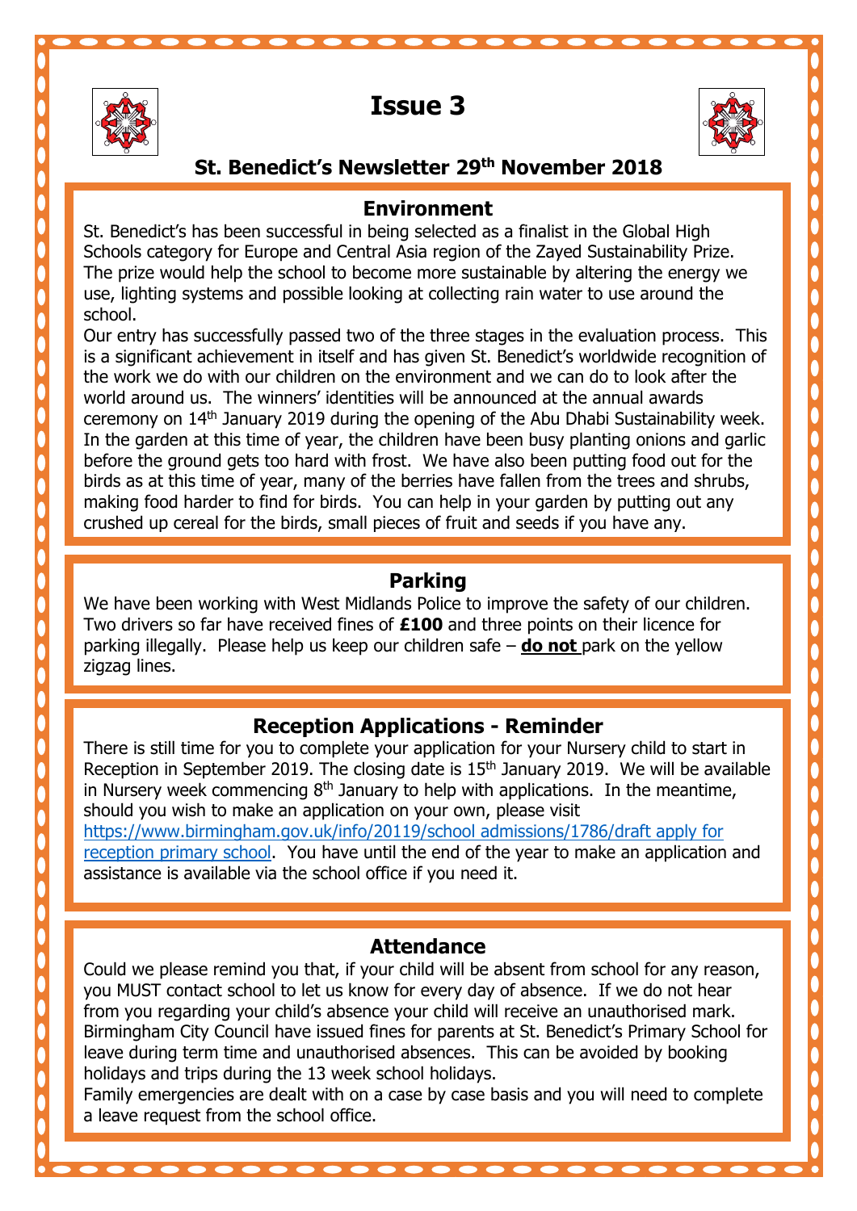# Issue 3

## St. Benedict's Newsletter 29th November 2018

### Environment

St. Benedict's has been successful in being selected as a finalist in the Global High Schools category for Europe and Central Asia region of the Zayed Sustainability Prize. The prize would help the school to become more sustainable by altering the energy we use, lighting systems and possible looking at collecting rain water to use around the school.

Our entry has successfully passed two of the three stages in the evaluation process. This is a significant achievement in itself and has given St. Benedict's worldwide recognition of the work we do with our children on the environment and we can do to look after the world around us. The winners' identities will be announced at the annual awards ceremony on 14th January 2019 during the opening of the Abu Dhabi Sustainability week. In the garden at this time of year, the children have been busy planting onions and garlic before the ground gets too hard with frost. We have also been putting food out for the birds as at this time of year, many of the berries have fallen from the trees and shrubs, making food harder to find for birds. You can help in your garden by putting out any crushed up cereal for the birds, small pieces of fruit and seeds if you have any.

### Parking

We have been working with West Midlands Police to improve the safety of our children. Two drivers so far have received fines of **£100** and three points on their licence for parking illegally. Please help us keep our children safe – **do not** park on the yellow zigzag lines.

### Reception Applications - Reminder

There is still time for you to complete your application for your Nursery child to start in Reception in September 2019. The closing date is 15th January 2019. We will be available in Nursery week commencing 8th January to help with applications. In the meantime, should you wish to make an application on your own, please visit [https://www.birmingham.gov.uk/info/20119/school admissions/1786/draft apply for reception primary school](https://www.birmingham.gov.uk/info/20119/school admissions/1786/draft apply for reception primary school). You have until the end of the year to make an application and assistance is available via the school office if you need it.

### Attendance

Could we please remind you that, if your child will be absent from school for any reason, you MUST contact school to let us know for every day of absence. If we do not hear from you regarding your child's absence your child will receive an unauthorised mark. Birmingham City Council have issued fines for parents at St. Benedict's Primary School for leave during term time and unauthorised absences. This can be avoided by booking holidays and trips during the 13 week school holidays.

Family emergencies are dealt with on a case by case basis and you will need to complete a leave request from the school office.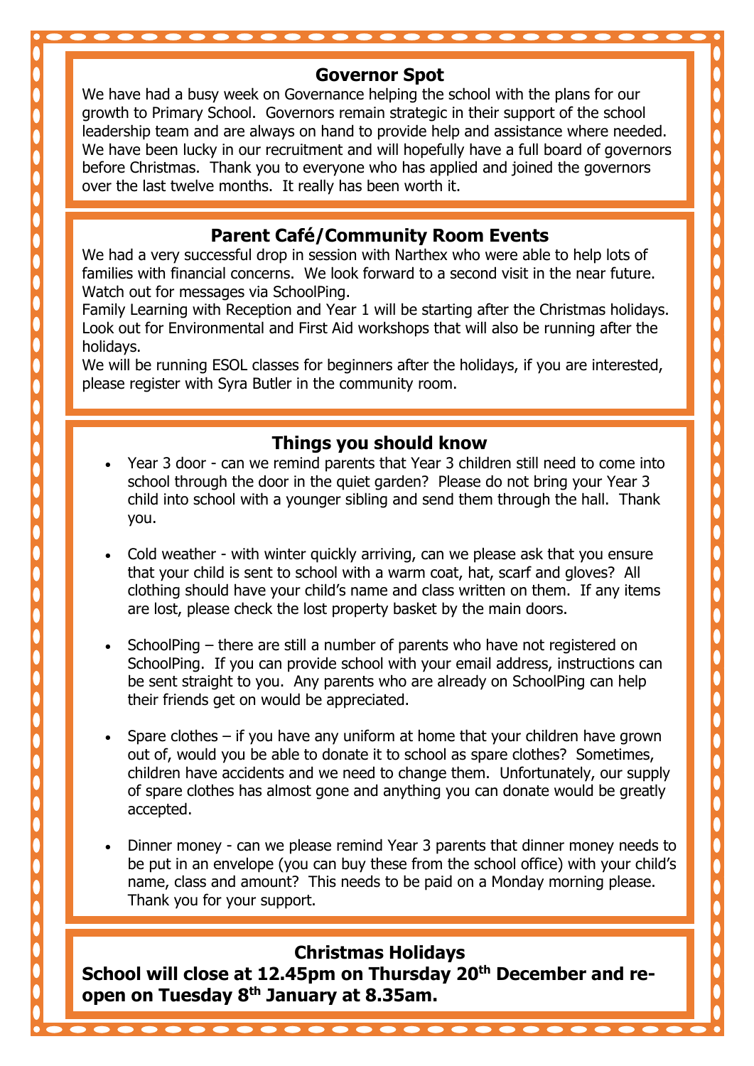## Governor Spot

We have had a busy week on Governance helping the school with the plans for our growth to Primary School. Governors remain strategic in their support of the school leadership team and are always on hand to provide help and assistance where needed. We have been lucky in our recruitment and will hopefully have a full board of governors before Christmas. Thank you to everyone who has applied and joined the governors over the last twelve months. It really has been worth it.

## Parent Café/Community Room Events

We had a very successful drop in session with Narthex who were able to help lots of families with financial concerns. We look forward to a second visit in the near future. Watch out for messages via SchoolPing.

Family Learning with Reception and Year 1 will be starting after the Christmas holidays. Look out for Environmental and First Aid workshops that will also be running after the holidays.

We will be running ESOL classes for beginners after the holidays, if you are interested, please register with Syra Butler in the community room.

## Things you should know

- Year 3 door - can we remind parents that Year 3 children still need to come into school through the door in the quiet garden? Please do not bring your Year 3 child into school with a younger sibling and send them through the hall. Thank you.

- Cold weather - with winter quickly arriving, can we please ask that you ensure that your child is sent to school with a warm coat, hat, scarf and gloves? All clothing should have your child's name and class written on them. If any items are lost, please check the lost property basket by the main doors.

- SchoolPing – there are still a number of parents who have not registered on SchoolPing. If you can provide school with your email address, instructions can be sent straight to you. Any parents who are already on SchoolPing can help their friends get on would be appreciated.

- Spare clothes – if you have any uniform at home that your children have grown out of, would you be able to donate it to school as spare clothes? Sometimes, children have accidents and we need to change them. Unfortunately, our supply of spare clothes has almost gone and anything you can donate would be greatly accepted.

- Dinner money - can we please remind Year 3 parents that dinner money needs to be put in an envelope (you can buy these from the school office) with your child's name, class and amount? This needs to be paid on a Monday morning please. Thank you for your support.

## Christmas Holidays

**School will close at 12.45pm on Thursday 20th December and re-open on Tuesday 8th January at 8.35am.**